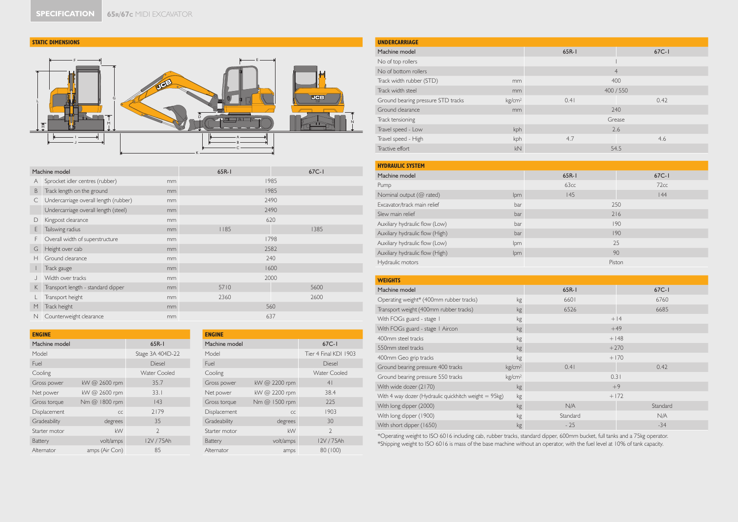# SPECIFICATION 65R/67C MIDI EXCAVATOR

## STATIC DIMENSIONS

| | Machine model | | 65R-1 | 67C-1 |
|---|---|---|---|---|
| A | Sprocket idler centres (rubber) | mm | 1985 | |
| B | Track length on the ground | mm | 1985 | |
| C | Undercarriage overall length (rubber) | mm | 2490 | |
| | Undercarriage overall length (steel) | mm | 2490 | |
| D | Kingpost clearance | mm | 620 | |
| E | Tailswing radius | mm | 1185 | 1385 |
| F | Overall width of superstructure | mm | 1798 | |
| G | Height over cab | mm | 2582 | |
| H | Ground clearance | mm | 240 | |
| I | Track gauge | mm | 1600 | |
| J | Width over tracks | mm | 2000 | |
| K | Transport length - standard dipper | mm | 5710 | 5600 |
| L | Transport height | mm | 2360 | 2600 |
| M | Track height | mm | 560 | |
| N | Counterweight clearance | mm | 637 | |

## ENGINE

| Machine model | | 65R-1 |
|---|---|---|
| Model | | Stage 3A 404D-22 |
| Fuel | | Diesel |
| Cooling | | Water Cooled |
| Gross power | kW @ 2600 rpm | 35.7 |
| Net power | kW @ 2600 rpm | 33.1 |
| Gross torque | Nm @ 1800 rpm | 143 |
| Displacement | cc | 2179 |
| Gradeability | degrees | 35 |
| Starter motor | kW | 2 |
| Battery | volt/amps | 12V / 75Ah |
| Alternator | amps (Air Con) | 85 |

## ENGINE

| Machine model | | 67C-1 |
|---|---|---|
| Model | | Tier 4 Final KDI 1903 |
| Fuel | | Diesel |
| Cooling | | Water Cooled |
| Gross power | kW @ 2200 rpm | 41 |
| Net power | kW @ 2200 rpm | 38.4 |
| Gross torque | Nm @ 1500 rpm | 225 |
| Displacement | cc | 1903 |
| Gradeability | degrees | 30 |
| Starter motor | kW | 2 |
| Battery | volt/amps | 12V / 75Ah |
| Alternator | amps | 80 (100) |

## UNDERCARRIAGE

| Machine model | | 65R-1 | 67C-1 |
|---|---|---|---|
| No of top rollers | | 1 | |
| No of bottom rollers | | 4 | |
| Track width rubber (STD) | mm | 400 | |
| Track width steel | mm | 400 / 550 | |
| Ground bearing pressure STD tracks | kg/cm² | 0.41 | 0.42 |
| Ground clearance | mm | 240 | |
| Track tensioning | | Grease | |
| Travel speed - Low | kph | 2.6 | |
| Travel speed - High | kph | 4.7 | 4.6 |
| Tractive effort | kN | 54.5 | |

## HYDRAULIC SYSTEM

| Machine model | | 65R-1 | 67C-1 |
|---|---|---|---|
| Pump | | 63cc | 72cc |
| Nominal output (@ rated) | lpm | 145 | 144 |
| Excavator/track main relief | bar | 250 | |
| Slew main relief | bar | 216 | |
| Auxiliary hydraulic flow (Low) | bar | 190 | |
| Auxiliary hydraulic flow (High) | bar | 190 | |
| Auxiliary hydraulic flow (Low) | lpm | 25 | |
| Auxiliary hydraulic flow (High) | lpm | 90 | |
| Hydraulic motors | | Piston | |

## WEIGHTS

| Machine model | | 65R-1 | 67C-1 |
|---|---|---|---|
| Operating weight* (400mm rubber tracks) | kg | 6601 | 6760 |
| Transport weight (400mm rubber tracks) | kg | 6526 | 6685 |
| With FOGs guard - stage 1 | kg | +14 | |
| With FOGs guard - stage 1 Aircon | kg | +49 | |
| 400mm steel tracks | kg | +148 | |
| 550mm steel tracks | kg | +270 | |
| 400mm Geo grip tracks | kg | +170 | |
| Ground bearing pressure 400 tracks | kg/cm² | 0.41 | 0.42 |
| Ground bearing pressure 550 tracks | kg/cm² | 0.31 | |
| With wide dozer (2170) | kg | +9 | |
| With 4 way dozer (Hydraulic quickhitch weight = 95kg) | kg | +172 | |
| With long dipper (2000) | kg | N/A | Standard |
| With long dipper (1900) | kg | Standard | N/A |
| With short dipper (1650) | kg | - 25 | -34 |

*Operating weight to ISO 6016 including cab, rubber tracks, standard dipper, 600mm bucket, full tanks and a 75kg operator.
*Shipping weight to ISO 6016 is mass of the base machine without an operator, with the fuel level at 10% of tank capacity.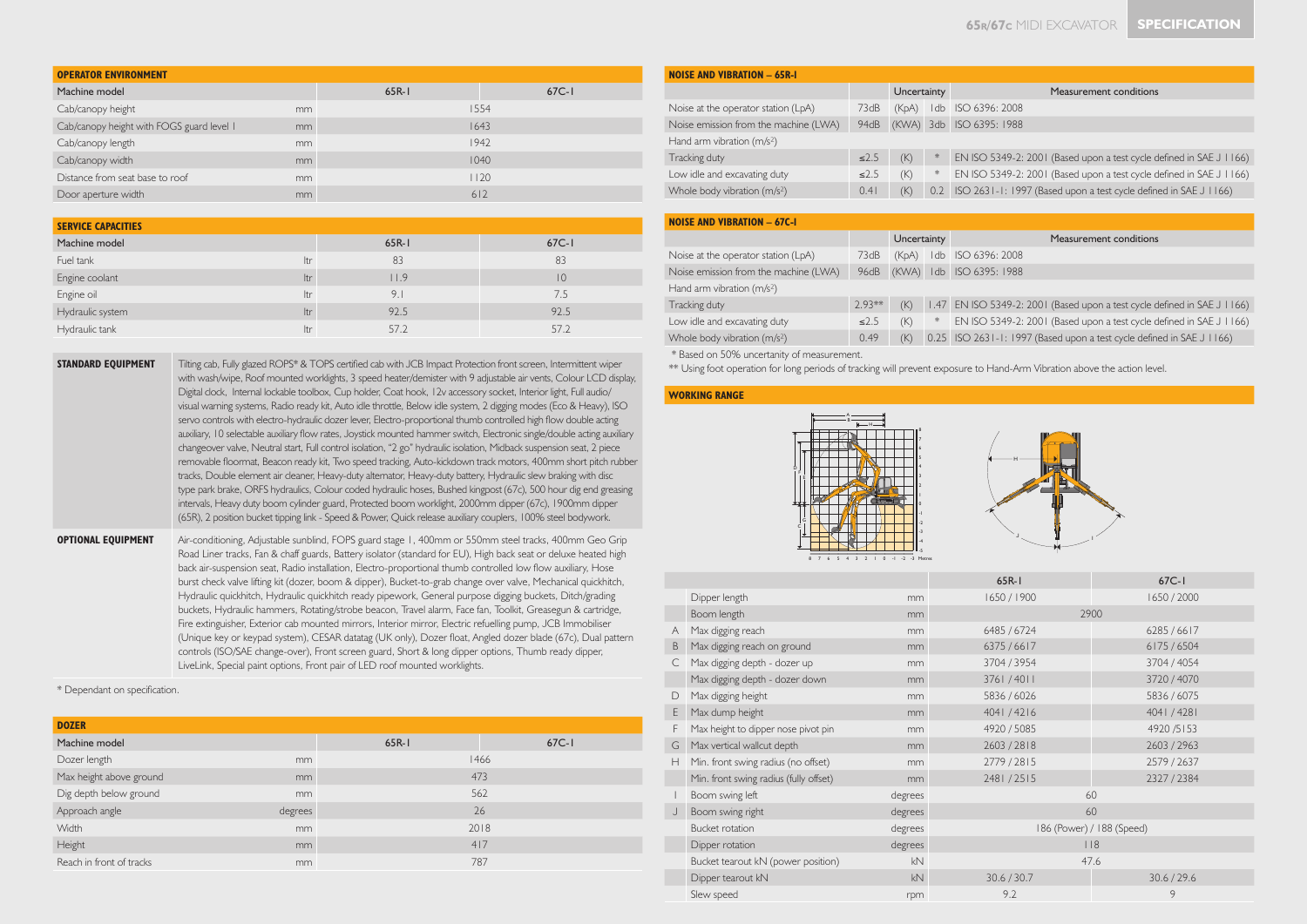## OPERATOR ENVIRONMENT

| Machine model | | 65R-1 | 67C-1 |
|---|---|---|---|
| Cab/canopy height | mm | 1554 | |
| Cab/canopy height with FOGS guard level 1 | mm | 1643 | |
| Cab/canopy length | mm | 1942 | |
| Cab/canopy width | mm | 1040 | |
| Distance from seat base to roof | mm | 1120 | |
| Door aperture width | mm | 612 | |

## SERVICE CAPACITIES

| Machine model | | 65R-1 | 67C-1 |
|---|---|---|---|
| Fuel tank | ltr | 83 | 83 |
| Engine coolant | ltr | 11.9 | 10 |
| Engine oil | ltr | 9.1 | 7.5 |
| Hydraulic system | ltr | 92.5 | 92.5 |
| Hydraulic tank | ltr | 57.2 | 57.2 |

**STANDARD EQUIPMENT**

Tilting cab, Fully glazed ROPS* & TOPS certified cab with JCB Impact Protection front screen, Intermittent wiper with wash/wipe, Roof mounted worklights, 3 speed heater/demister with 9 adjustable air vents, Colour LCD display, Digital clock, Internal lockable toolbox, Cup holder, Coat hook, 12v accessory socket, Interior light, Full audio/visual warning systems, Radio ready kit, Auto idle throttle, Below idle system, 2 digging modes (Eco & Heavy), ISO servo controls with electro-hydraulic dozer lever, Electro-proportional thumb controlled high flow double acting auxiliary, 10 selectable auxiliary flow rates, Joystick mounted hammer switch, Electronic single/double acting auxiliary changeover valve, Neutral start, Full control isolation, "2 go" hydraulic isolation, Midback suspension seat, 2 piece removable floormat, Beacon ready kit, Two speed tracking, Auto-kickdown track motors, 400mm short pitch rubber tracks, Double element air cleaner, Heavy-duty alternator, Heavy-duty battery, Hydraulic slew braking with disc type park brake, ORFS hydraulics, Colour coded hydraulic hoses, Bushed kingpost (67c), 500 hour dig end greasing intervals, Heavy duty boom cylinder guard, Protected boom worklight, 2000mm dipper (67c), 1900mm dipper (65R), 2 position bucket tipping link - Speed & Power, Quick release auxiliary couplers, 100% steel bodywork.

**OPTIONAL EQUIPMENT**

Air-conditioning, Adjustable sunblind, FOPS guard stage 1, 400mm or 550mm steel tracks, 400mm Geo Grip Road Liner tracks, Fan & chaff guards, Battery isolator (standard for EU), High back seat or deluxe heated high back air-suspension seat, Radio installation, Electro-proportional thumb controlled low flow auxiliary, Hose burst check valve lifting kit (dozer, boom & dipper), Bucket-to-grab change over valve, Mechanical quickhitch, Hydraulic quickhitch, Hydraulic quickhitch ready pipework, General purpose digging buckets, Ditch/grading buckets, Hydraulic hammers, Rotating/strobe beacon, Travel alarm, Face fan, Toolkit, Greasegun & cartridge, Fire extinguisher, Exterior cab mounted mirrors, Interior mirror, Electric refuelling pump, JCB Immobiliser (Unique key or keypad system), CESAR datatag (UK only), Dozer float, Angled dozer blade (67c), Dual pattern controls (ISO/SAE change-over), Front screen guard, Short & long dipper options, Thumb ready dipper, LiveLink, Special paint options, Front pair of LED roof mounted worklights.

* Dependant on specification.

## DOZER

| Machine model | | 65R-1 | 67C-1 |
|---|---|---|---|
| Dozer length | mm | 1466 | |
| Max height above ground | mm | 473 | |
| Dig depth below ground | mm | 562 | |
| Approach angle | degrees | 26 | |
| Width | mm | 2018 | |
| Height | mm | 417 | |
| Reach in front of tracks | mm | 787 | |

## NOISE AND VIBRATION – 65R-1

| | | Uncertainty | | Measurement conditions |
|---|---|---|---|---|
| Noise at the operator station (LpA) | 73dB | (KpA) | 1db | ISO 6396: 2008 |
| Noise emission from the machine (LWA) | 94dB | (KWA) | 3db | ISO 6395: 1988 |
| Hand arm vibration (m/s²) | | | | |
| Tracking duty | ≤2.5 | (K) | * | EN ISO 5349-2: 2001 (Based upon a test cycle defined in SAE J 1166) |
| Low idle and excavating duty | ≤2.5 | (K) | * | EN ISO 5349-2: 2001 (Based upon a test cycle defined in SAE J 1166) |
| Whole body vibration (m/s²) | 0.41 | (K) | 0.2 | ISO 2631-1: 1997 (Based upon a test cycle defined in SAE J 1166) |

## NOISE AND VIBRATION – 67C-1

| | | Uncertainty | | Measurement conditions |
|---|---|---|---|---|
| Noise at the operator station (LpA) | 73dB | (KpA) | 1db | ISO 6396: 2008 |
| Noise emission from the machine (LWA) | 96dB | (KWA) | 1db | ISO 6395: 1988 |
| Hand arm vibration (m/s²) | | | | |
| Tracking duty | 2.93** | (K) | 1.47 | EN ISO 5349-2: 2001 (Based upon a test cycle defined in SAE J 1166) |
| Low idle and excavating duty | ≤2.5 | (K) | * | EN ISO 5349-2: 2001 (Based upon a test cycle defined in SAE J 1166) |
| Whole body vibration (m/s²) | 0.49 | (K) | 0.25 | ISO 2631-1: 1997 (Based upon a test cycle defined in SAE J 1166) |

* Based on 50% uncertainty of measurement.

** Using foot operation for long periods of tracking will prevent exposure to Hand-Arm Vibration above the action level.

## WORKING RANGE

| | | | 65R-1 | 67C-1 |
|---|---|---|---|---|
| | Dipper length | mm | 1650 / 1900 | 1650 / 2000 |
| | Boom length | mm | 2900 | |
| A | Max digging reach | mm | 6485 / 6724 | 6285 / 6617 |
| B | Max digging reach on ground | mm | 6375 / 6617 | 6175 / 6504 |
| C | Max digging depth - dozer up | mm | 3704 / 3954 | 3704 / 4054 |
| | Max digging depth - dozer down | mm | 3761 / 4011 | 3720 / 4070 |
| D | Max digging height | mm | 5836 / 6026 | 5836 / 6075 |
| E | Max dump height | mm | 4041 / 4216 | 4041 / 4281 |
| F | Max height to dipper nose pivot pin | mm | 4920 / 5085 | 4920 /5153 |
| G | Max vertical wallcut depth | mm | 2603 / 2818 | 2603 / 2963 |
| H | Min. front swing radius (no offset) | mm | 2779 / 2815 | 2579 / 2637 |
| | Min. front swing radius (fully offset) | mm | 2481 / 2515 | 2327 / 2384 |
| I | Boom swing left | degrees | 60 | |
| J | Boom swing right | degrees | 60 | |
| | Bucket rotation | degrees | 186 (Power) / 188 (Speed) | |
| | Dipper rotation | degrees | 118 | |
| | Bucket tearout kN (power position) | kN | 47.6 | |
| | Dipper tearout kN | kN | 30.6 / 30.7 | 30.6 / 29.6 |
| | Slew speed | rpm | 9.2 | 9 |